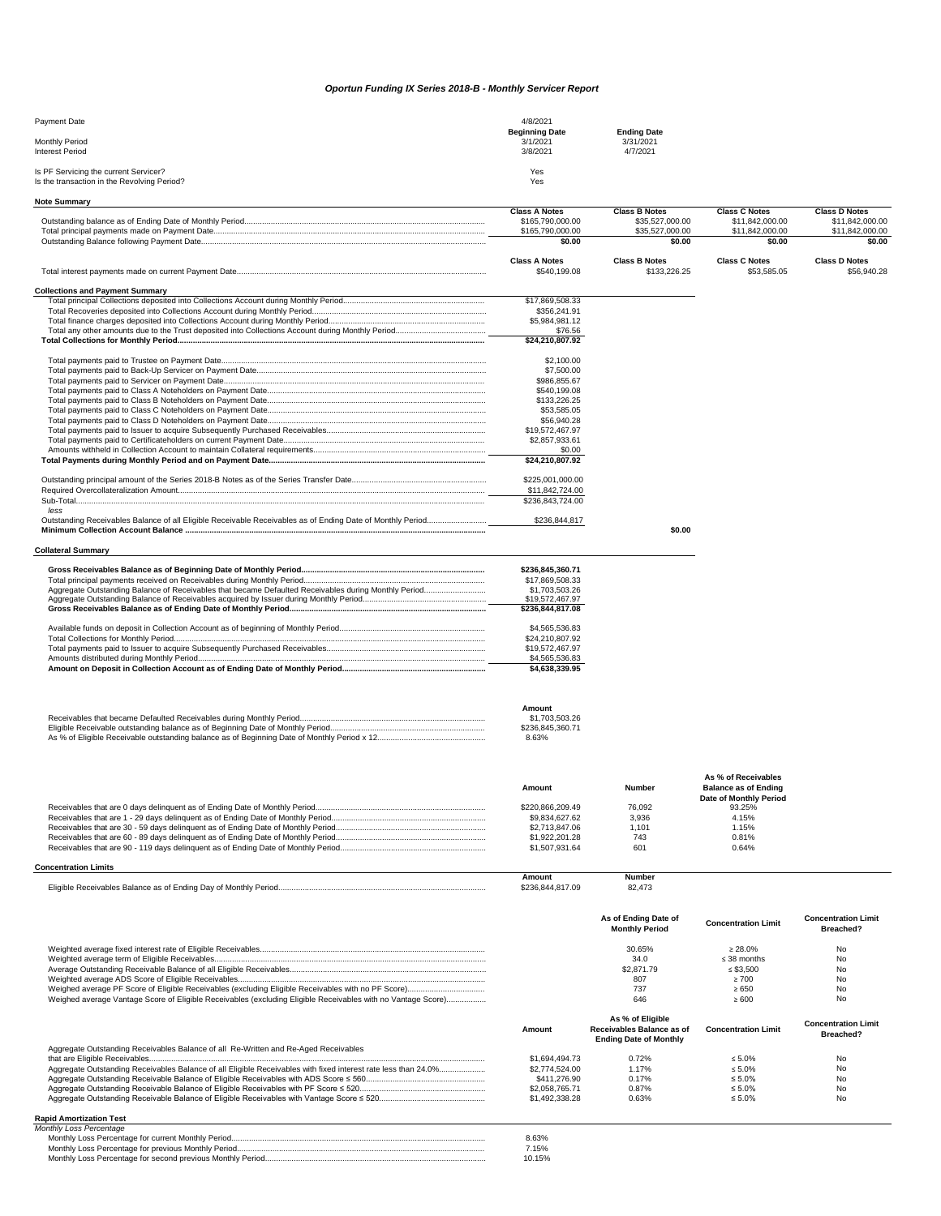# *Oportun Funding IX Series 2018-B - Monthly Servicer Report*

| | | |
|---|---|---|
| Payment Date | 4/8/2021 | |
| | **Beginning Date** | **Ending Date** |
| Monthly Period | 3/1/2021 | 3/31/2021 |
| Interest Period | 3/8/2021 | 4/7/2021 |
| Is PF Servicing the current Servicer? | Yes | |
| Is the transaction in the Revolving Period? | Yes | |

**Note Summary**

| | Class A Notes | Class B Notes | Class C Notes | Class D Notes |
|---|---|---|---|---|
| Outstanding balance as of Ending Date of Monthly Period | $165,790,000.00 | $35,527,000.00 | $11,842,000.00 | $11,842,000.00 |
| Total principal payments made on Payment Date | $165,790,000.00 | $35,527,000.00 | $11,842,000.00 | $11,842,000.00 |
| Outstanding Balance following Payment Date | **$0.00** | **$0.00** | **$0.00** | **$0.00** |

| | Class A Notes | Class B Notes | Class C Notes | Class D Notes |
|---|---|---|---|---|
| Total interest payments made on current Payment Date | $540,199.08 | $133,226.25 | $53,585.05 | $56,940.28 |

**Collections and Payment Summary**

| | | |
|---|---|---|
| Total principal Collections deposited into Collections Account during Monthly Period | $17,869,508.33 | |
| Total Recoveries deposited into Collections Account during Monthly Period | $356,241.91 | |
| Total finance charges deposited into Collections Account during Monthly Period | $5,984,981.12 | |
| Total any other amounts due to the Trust deposited into Collections Account during Monthly Period | $76.56 | |
| **Total Collections for Monthly Period** | **$24,210,807.92** | |
| Total payments paid to Trustee on Payment Date | $2,100.00 | |
| Total payments paid to Back-Up Servicer on Payment Date | $7,500.00 | |
| Total payments paid to Servicer on Payment Date | $986,855.67 | |
| Total payments paid to Class A Noteholders on Payment Date | $540,199.08 | |
| Total payments paid to Class B Noteholders on Payment Date | $133,226.25 | |
| Total payments paid to Class C Noteholders on Payment Date | $53,585.05 | |
| Total payments paid to Class D Noteholders on Payment Date | $56,940.28 | |
| Total payments paid to Issuer to acquire Subsequently Purchased Receivables | $19,572,467.97 | |
| Total payments paid to Certificateholders on current Payment Date | $2,857,933.61 | |
| Amounts withheld in Collection Account to maintain Collateral requirements | $0.00 | |
| **Total Payments during Monthly Period and on Payment Date** | **$24,210,807.92** | |
| Outstanding principal amount of the Series 2018-B Notes as of the Series Transfer Date | $225,001,000.00 | |
| Required Overcollateralization Amount | $11,842,724.00 | |
| Sub-Total | $236,843,724.00 | |
| *less* | | |
| Outstanding Receivables Balance of all Eligible Receivable Receivables as of Ending Date of Monthly Period | $236,844,817 | |
| **Minimum Collection Account Balance** | | **$0.00** |

**Collateral Summary**

| | |
|---|---|
| **Gross Receivables Balance as of Beginning Date of Monthly Period** | **$236,845,360.71** |
| Total principal payments received on Receivables during Monthly Period | $17,869,508.33 |
| Aggregate Outstanding Balance of Receivables that became Defaulted Receivables during Monthly Period | $1,703,503.26 |
| Aggregate Outstanding Balance of Receivables acquired by Issuer during Monthly Period | $19,572,467.97 |
| **Gross Receivables Balance as of Ending Date of Monthly Period** | **$236,844,817.08** |
| Available funds on deposit in Collection Account as of beginning of Monthly Period | $4,565,536.83 |
| Total Collections for Monthly Period | $24,210,807.92 |
| Total payments paid to Issuer to acquire Subsequently Purchased Receivables | $19,572,467.97 |
| Amounts distributed during Monthly Period | $4,565,536.83 |
| **Amount on Deposit in Collection Account as of Ending Date of Monthly Period** | **$4,638,339.95** |

| | Amount |
|---|---|
| Receivables that became Defaulted Receivables during Monthly Period | $1,703,503.26 |
| Eligible Receivable outstanding balance as of Beginning Date of Monthly Period | $236,845,360.71 |
| As % of Eligible Receivable outstanding balance as of Beginning Date of Monthly Period x 12 | 8.63% |

| | Amount | Number | As % of Receivables Balance as of Ending Date of Monthly Period |
|---|---|---|---|
| Receivables that are 0 days delinquent as of Ending Date of Monthly Period | $220,866,209.49 | 76,092 | 93.25% |
| Receivables that are 1 - 29 days delinquent as of Ending Date of Monthly Period | $9,834,627.62 | 3,936 | 4.15% |
| Receivables that are 30 - 59 days delinquent as of Ending Date of Monthly Period | $2,713,847.06 | 1,101 | 1.15% |
| Receivables that are 60 - 89 days delinquent as of Ending Date of Monthly Period | $1,922,201.28 | 743 | 0.81% |
| Receivables that are 90 - 119 days delinquent as of Ending Date of Monthly Period | $1,507,931.64 | 601 | 0.64% |

**Concentration Limits**

| | Amount | Number |
|---|---|---|
| Eligible Receivables Balance as of Ending Day of Monthly Period | $236,844,817.09 | 82,473 |

| | As of Ending Date of Monthly Period | Concentration Limit | Concentration Limit Breached? |
|---|---|---|---|
| Weighted average fixed interest rate of Eligible Receivables | 30.65% | ≥ 28.0% | No |
| Weighted average term of Eligible Receivables | 34.0 | ≤ 38 months | No |
| Average Outstanding Receivable Balance of all Eligible Receivables | $2,871.79 | ≤ $3,500 | No |
| Weighted average ADS Score of Eligible Receivables | 807 | ≥ 700 | No |
| Weighed average PF Score of Eligible Receivables (excluding Eligible Receivables with no PF Score) | 737 | ≥ 650 | No |
| Weighed average Vantage Score of Eligible Receivables (excluding Eligible Receivables with no Vantage Score) | 646 | ≥ 600 | No |

| | Amount | As % of Eligible Receivables Balance as of Ending Date of Monthly | Concentration Limit | Concentration Limit Breached? |
|---|---|---|---|---|
| Aggregate Outstanding Receivables Balance of all Re-Written and Re-Aged Receivables that are Eligible Receivables | $1,694,494.73 | 0.72% | ≤ 5.0% | No |
| Aggregate Outstanding Receivables Balance of all Eligible Receivables with fixed interest rate less than 24.0% | $2,774,524.00 | 1.17% | ≤ 5.0% | No |
| Aggregate Outstanding Receivable Balance of Eligible Receivables with ADS Score ≤ 560 | $411,276.90 | 0.17% | ≤ 5.0% | No |
| Aggregate Outstanding Receivable Balance of Eligible Receivables with PF Score ≤ 520 | $2,058,765.71 | 0.87% | ≤ 5.0% | No |
| Aggregate Outstanding Receivable Balance of Eligible Receivables with Vantage Score ≤ 520 | $1,492,338.28 | 0.63% | ≤ 5.0% | No |

**Rapid Amortization Test**

*Monthly Loss Percentage*

| | |
|---|---|
| Monthly Loss Percentage for current Monthly Period | 8.63% |
| Monthly Loss Percentage for previous Monthly Period | 7.15% |
| Monthly Loss Percentage for second previous Monthly Period | 10.15% |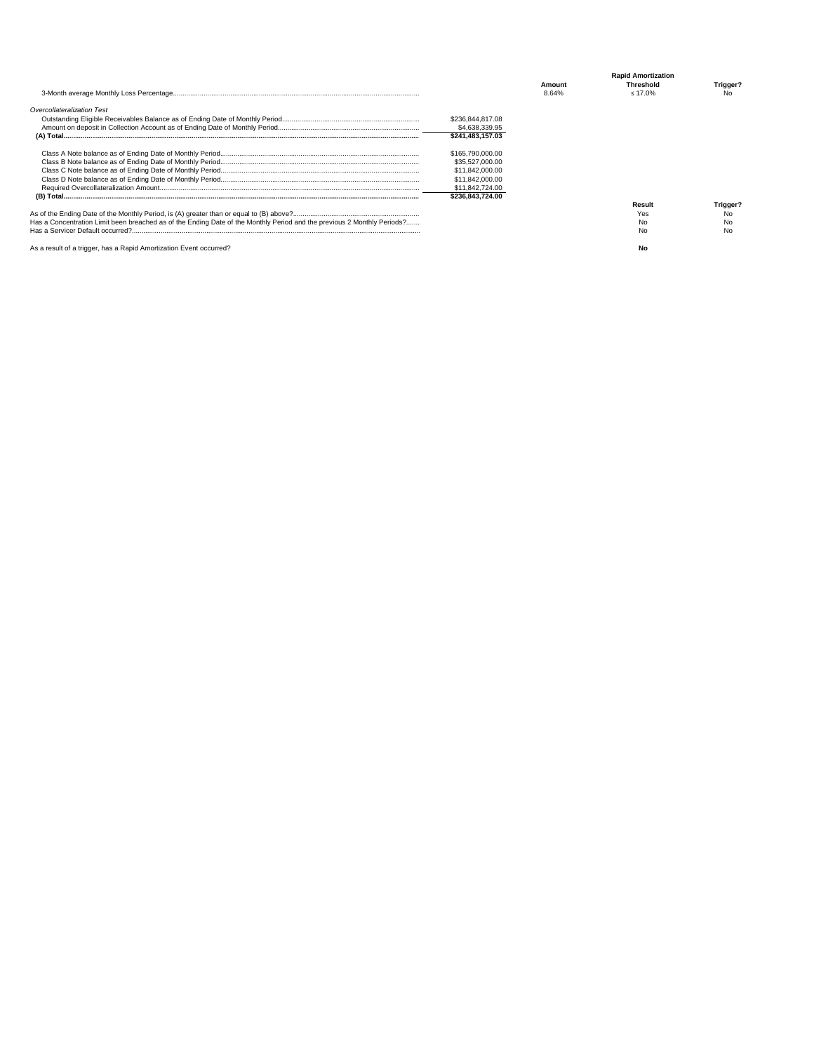| | | Amount | Rapid Amortization Threshold | Trigger? |
|---|---|---|---|---|
| 3-Month average Monthly Loss Percentage | | 8.64% | ≤ 17.0% | No |

*Overcollateralization Test*

| | |
|---|---|
| Outstanding Eligible Receivables Balance as of Ending Date of Monthly Period | $236,844,817.08 |
| Amount on deposit in Collection Account as of Ending Date of Monthly Period | $4,638,339.95 |
| **(A) Total** | **$241,483,157.03** |
| Class A Note balance as of Ending Date of Monthly Period | $165,790,000.00 |
| Class B Note balance as of Ending Date of Monthly Period | $35,527,000.00 |
| Class C Note balance as of Ending Date of Monthly Period | $11,842,000.00 |
| Class D Note balance as of Ending Date of Monthly Period | $11,842,000.00 |
| Required Overcollateralization Amount | $11,842,724.00 |
| **(B) Total** | **$236,843,724.00** |

| | Result | Trigger? |
|---|---|---|
| As of the Ending Date of the Monthly Period, is (A) greater than or equal to (B) above? | Yes | No |
| Has a Concentration Limit been breached as of the Ending Date of the Monthly Period and the previous 2 Monthly Periods? | No | No |
| Has a Servicer Default occurred? | No | No |
| As a result of a trigger, has a Rapid Amortization Event occurred? | **No** | |